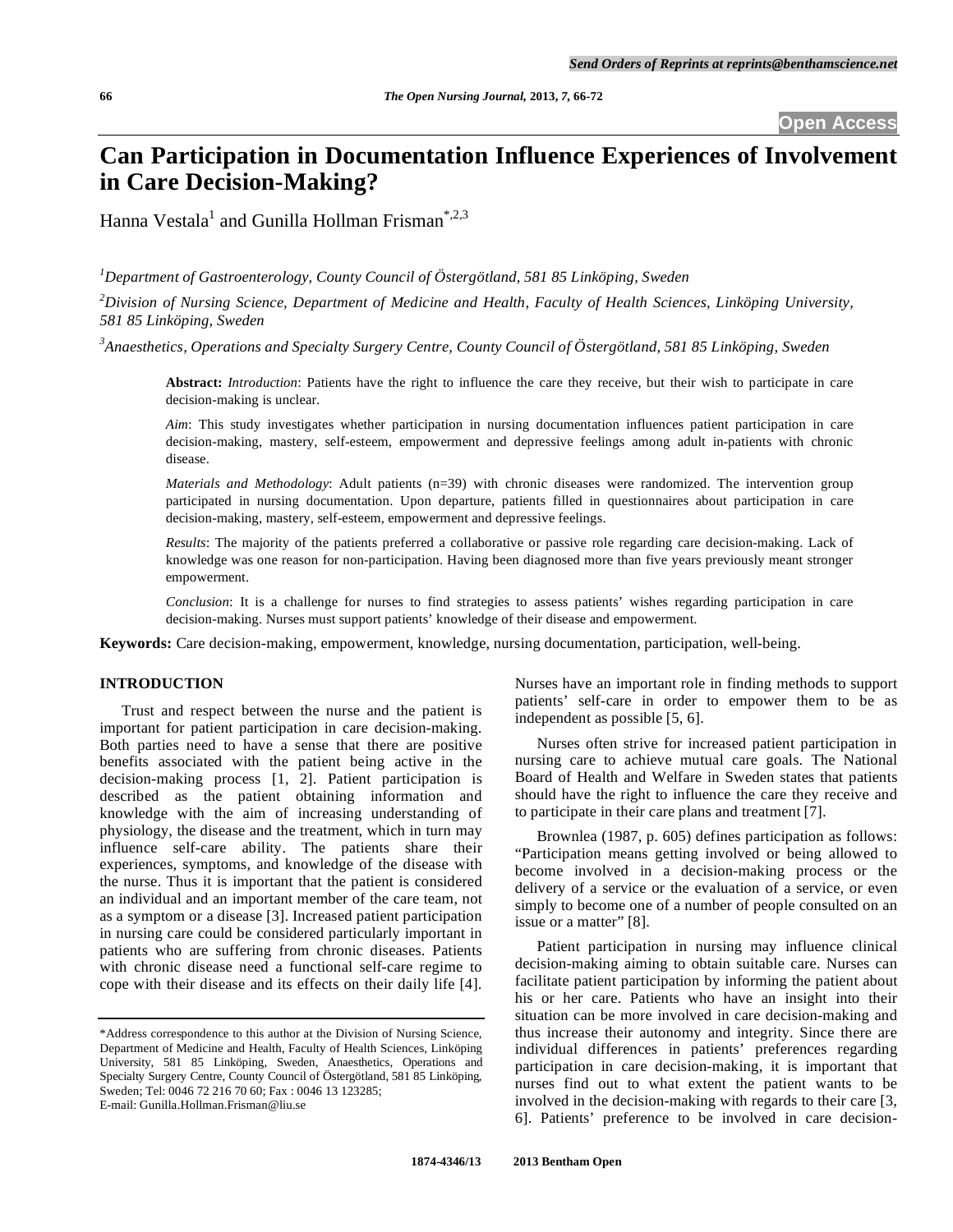# Can Participation in Documentation Influence Experiences of Involvement in Care Decision-Making?

Hanna Vestala[1] and Gunilla Hollman Frisman[*,2,3]

[1]*Department of Gastroenterology, County Council of Östergötland, 581 85 Linköping, Sweden*

[2]*Division of Nursing Science, Department of Medicine and Health, Faculty of Health Sciences, Linköping University, 581 85 Linköping, Sweden*

[3]*Anaesthetics, Operations and Specialty Surgery Centre, County Council of Östergötland, 581 85 Linköping, Sweden*

**Abstract:** *Introduction*: Patients have the right to influence the care they receive, but their wish to participate in care decision-making is unclear.

*Aim*: This study investigates whether participation in nursing documentation influences patient participation in care decision-making, mastery, self-esteem, empowerment and depressive feelings among adult in-patients with chronic disease.

*Materials and Methodology*: Adult patients (n=39) with chronic diseases were randomized. The intervention group participated in nursing documentation. Upon departure, patients filled in questionnaires about participation in care decision-making, mastery, self-esteem, empowerment and depressive feelings.

*Results*: The majority of the patients preferred a collaborative or passive role regarding care decision-making. Lack of knowledge was one reason for non-participation. Having been diagnosed more than five years previously meant stronger empowerment.

*Conclusion*: It is a challenge for nurses to find strategies to assess patients' wishes regarding participation in care decision-making. Nurses must support patients' knowledge of their disease and empowerment.

**Keywords:** Care decision-making, empowerment, knowledge, nursing documentation, participation, well-being.

## INTRODUCTION

Trust and respect between the nurse and the patient is important for patient participation in care decision-making. Both parties need to have a sense that there are positive benefits associated with the patient being active in the decision-making process [1, 2]. Patient participation is described as the patient obtaining information and knowledge with the aim of increasing understanding of physiology, the disease and the treatment, which in turn may influence self-care ability. The patients share their experiences, symptoms, and knowledge of the disease with the nurse. Thus it is important that the patient is considered an individual and an important member of the care team, not as a symptom or a disease [3]. Increased patient participation in nursing care could be considered particularly important in patients who are suffering from chronic diseases. Patients with chronic disease need a functional self-care regime to cope with their disease and its effects on their daily life [4]. Nurses have an important role in finding methods to support patients' self-care in order to empower them to be as independent as possible [5, 6].

Nurses often strive for increased patient participation in nursing care to achieve mutual care goals. The National Board of Health and Welfare in Sweden states that patients should have the right to influence the care they receive and to participate in their care plans and treatment [7].

Brownlea (1987, p. 605) defines participation as follows: "Participation means getting involved or being allowed to become involved in a decision-making process or the delivery of a service or the evaluation of a service, or even simply to become one of a number of people consulted on an issue or a matter" [8].

Patient participation in nursing may influence clinical decision-making aiming to obtain suitable care. Nurses can facilitate patient participation by informing the patient about his or her care. Patients who have an insight into their situation can be more involved in care decision-making and thus increase their autonomy and integrity. Since there are individual differences in patients' preferences regarding participation in care decision-making, it is important that nurses find out to what extent the patient wants to be involved in the decision-making with regards to their care [3, 6]. Patients' preference to be involved in care decision-

*Address correspondence to this author at the Division of Nursing Science, Department of Medicine and Health, Faculty of Health Sciences, Linköping University, 581 85 Linköping, Sweden, Anaesthetics, Operations and Specialty Surgery Centre, County Council of Östergötland, 581 85 Linköping, Sweden; Tel: 0046 72 216 70 60; Fax : 0046 13 123285; E-mail: Gunilla.Hollman.Frisman@liu.se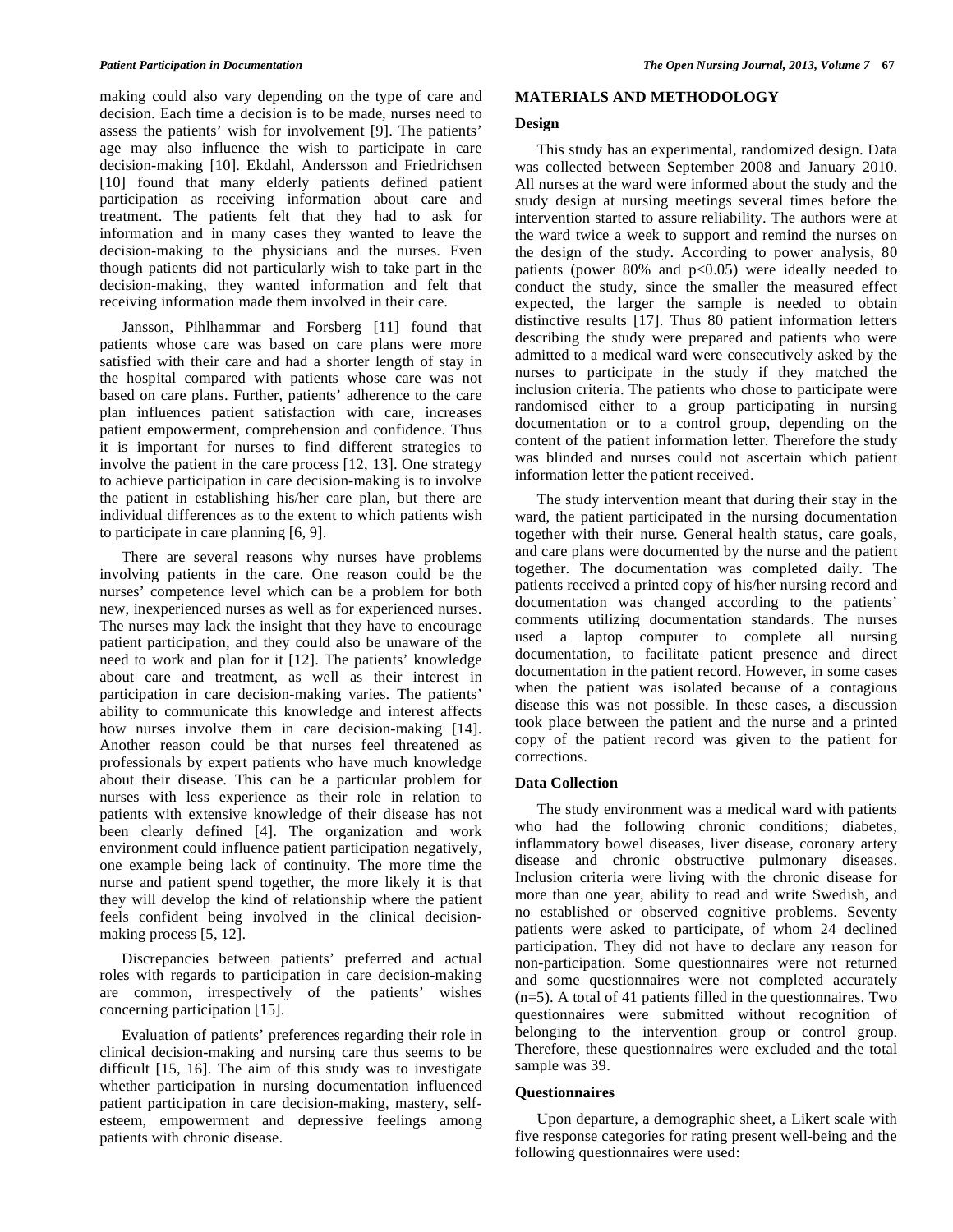making could also vary depending on the type of care and decision. Each time a decision is to be made, nurses need to assess the patients' wish for involvement [9]. The patients' age may also influence the wish to participate in care decision-making [10]. Ekdahl, Andersson and Friedrichsen [10] found that many elderly patients defined patient participation as receiving information about care and treatment. The patients felt that they had to ask for information and in many cases they wanted to leave the decision-making to the physicians and the nurses. Even though patients did not particularly wish to take part in the decision-making, they wanted information and felt that receiving information made them involved in their care.

Jansson, Pihlhammar and Forsberg [11] found that patients whose care was based on care plans were more satisfied with their care and had a shorter length of stay in the hospital compared with patients whose care was not based on care plans. Further, patients' adherence to the care plan influences patient satisfaction with care, increases patient empowerment, comprehension and confidence. Thus it is important for nurses to find different strategies to involve the patient in the care process [12, 13]. One strategy to achieve participation in care decision-making is to involve the patient in establishing his/her care plan, but there are individual differences as to the extent to which patients wish to participate in care planning [6, 9].

There are several reasons why nurses have problems involving patients in the care. One reason could be the nurses' competence level which can be a problem for both new, inexperienced nurses as well as for experienced nurses. The nurses may lack the insight that they have to encourage patient participation, and they could also be unaware of the need to work and plan for it [12]. The patients' knowledge about care and treatment, as well as their interest in participation in care decision-making varies. The patients' ability to communicate this knowledge and interest affects how nurses involve them in care decision-making [14]. Another reason could be that nurses feel threatened as professionals by expert patients who have much knowledge about their disease. This can be a particular problem for nurses with less experience as their role in relation to patients with extensive knowledge of their disease has not been clearly defined [4]. The organization and work environment could influence patient participation negatively, one example being lack of continuity. The more time the nurse and patient spend together, the more likely it is that they will develop the kind of relationship where the patient feels confident being involved in the clinical decision-making process [5, 12].

Discrepancies between patients' preferred and actual roles with regards to participation in care decision-making are common, irrespectively of the patients' wishes concerning participation [15].

Evaluation of patients' preferences regarding their role in clinical decision-making and nursing care thus seems to be difficult [15, 16]. The aim of this study was to investigate whether participation in nursing documentation influenced patient participation in care decision-making, mastery, self-esteem, empowerment and depressive feelings among patients with chronic disease.

## MATERIALS AND METHODOLOGY

### Design

This study has an experimental, randomized design. Data was collected between September 2008 and January 2010. All nurses at the ward were informed about the study and the study design at nursing meetings several times before the intervention started to assure reliability. The authors were at the ward twice a week to support and remind the nurses on the design of the study. According to power analysis, 80 patients (power 80% and $p<0.05$) were ideally needed to conduct the study, since the smaller the measured effect expected, the larger the sample is needed to obtain distinctive results [17]. Thus 80 patient information letters describing the study were prepared and patients who were admitted to a medical ward were consecutively asked by the nurses to participate in the study if they matched the inclusion criteria. The patients who chose to participate were randomised either to a group participating in nursing documentation or to a control group, depending on the content of the patient information letter. Therefore the study was blinded and nurses could not ascertain which patient information letter the patient received.

The study intervention meant that during their stay in the ward, the patient participated in the nursing documentation together with their nurse. General health status, care goals, and care plans were documented by the nurse and the patient together. The documentation was completed daily. The patients received a printed copy of his/her nursing record and documentation was changed according to the patients' comments utilizing documentation standards. The nurses used a laptop computer to complete all nursing documentation, to facilitate patient presence and direct documentation in the patient record. However, in some cases when the patient was isolated because of a contagious disease this was not possible. In these cases, a discussion took place between the patient and the nurse and a printed copy of the patient record was given to the patient for corrections.

### Data Collection

The study environment was a medical ward with patients who had the following chronic conditions; diabetes, inflammatory bowel diseases, liver disease, coronary artery disease and chronic obstructive pulmonary diseases. Inclusion criteria were living with the chronic disease for more than one year, ability to read and write Swedish, and no established or observed cognitive problems. Seventy patients were asked to participate, of whom 24 declined participation. They did not have to declare any reason for non-participation. Some questionnaires were not returned and some questionnaires were not completed accurately (n=5). A total of 41 patients filled in the questionnaires. Two questionnaires were submitted without recognition of belonging to the intervention group or control group. Therefore, these questionnaires were excluded and the total sample was 39.

### Questionnaires

Upon departure, a demographic sheet, a Likert scale with five response categories for rating present well-being and the following questionnaires were used: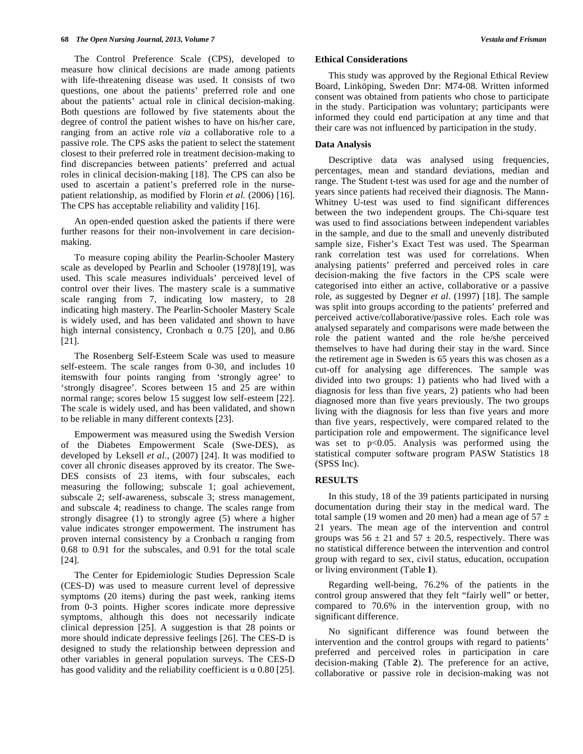The Control Preference Scale (CPS), developed to measure how clinical decisions are made among patients with life-threatening disease was used. It consists of two questions, one about the patients' preferred role and one about the patients' actual role in clinical decision-making. Both questions are followed by five statements about the degree of control the patient wishes to have on his/her care, ranging from an active role *via* a collaborative role to a passive role. The CPS asks the patient to select the statement closest to their preferred role in treatment decision-making to find discrepancies between patients' preferred and actual roles in clinical decision-making [18]. The CPS can also be used to ascertain a patient's preferred role in the nurse-patient relationship, as modified by Florin *et al.* (2006) [16]. The CPS has acceptable reliability and validity [16].

An open-ended question asked the patients if there were further reasons for their non-involvement in care decision-making.

To measure coping ability the Pearlin-Schooler Mastery scale as developed by Pearlin and Schooler (1978)[19], was used. This scale measures individuals' perceived level of control over their lives. The mastery scale is a summative scale ranging from 7, indicating low mastery, to 28 indicating high mastery. The Pearlin-Schooler Mastery Scale is widely used, and has been validated and shown to have high internal consistency, Cronbach $\alpha$ 0.75 [20], and 0.86 [21].

The Rosenberg Self-Esteem Scale was used to measure self-esteem. The scale ranges from 0-30, and includes 10 itemswith four points ranging from 'strongly agree' to 'strongly disagree'. Scores between 15 and 25 are within normal range; scores below 15 suggest low self-esteem [22]. The scale is widely used, and has been validated, and shown to be reliable in many different contexts [23].

Empowerment was measured using the Swedish Version of the Diabetes Empowerment Scale (Swe-DES), as developed by Leksell *et al*., (2007) [24]. It was modified to cover all chronic diseases approved by its creator. The Swe-DES consists of 23 items, with four subscales, each measuring the following; subscale 1; goal achievement, subscale 2; self-awareness, subscale 3; stress management, and subscale 4; readiness to change. The scales range from strongly disagree (1) to strongly agree (5) where a higher value indicates stronger empowerment. The instrument has proven internal consistency by a Cronbach $\alpha$ ranging from 0.68 to 0.91 for the subscales, and 0.91 for the total scale [24].

The Center for Epidemiologic Studies Depression Scale (CES-D) was used to measure current level of depressive symptoms (20 items) during the past week, ranking items from 0-3 points. Higher scores indicate more depressive symptoms, although this does not necessarily indicate clinical depression [25]. A suggestion is that 28 points or more should indicate depressive feelings [26]. The CES-D is designed to study the relationship between depression and other variables in general population surveys. The CES-D has good validity and the reliability coefficient is $\alpha$ 0.80 [25].

### Ethical Considerations

This study was approved by the Regional Ethical Review Board, Linköping, Sweden Dnr: M74-08. Written informed consent was obtained from patients who chose to participate in the study. Participation was voluntary; participants were informed they could end participation at any time and that their care was not influenced by participation in the study.

### Data Analysis

Descriptive data was analysed using frequencies, percentages, mean and standard deviations, median and range. The Student t-test was used for age and the number of years since patients had received their diagnosis. The Mann-Whitney U-test was used to find significant differences between the two independent groups. The Chi-square test was used to find associations between independent variables in the sample, and due to the small and unevenly distributed sample size, Fisher's Exact Test was used. The Spearman rank correlation test was used for correlations. When analysing patients' preferred and perceived roles in care decision-making the five factors in the CPS scale were categorised into either an active, collaborative or a passive role, as suggested by Degner *et al*. (1997) [18]. The sample was split into groups according to the patients' preferred and perceived active/collaborative/passive roles. Each role was analysed separately and comparisons were made between the role the patient wanted and the role he/she perceived themselves to have had during their stay in the ward. Since the retirement age in Sweden is 65 years this was chosen as a cut-off for analysing age differences. The sample was divided into two groups: 1) patients who had lived with a diagnosis for less than five years, 2) patients who had been diagnosed more than five years previously. The two groups living with the diagnosis for less than five years and more than five years, respectively, were compared related to the participation role and empowerment. The significance level was set to $p<0.05$. Analysis was performed using the statistical computer software program PASW Statistics 18 (SPSS Inc).

## RESULTS

In this study, 18 of the 39 patients participated in nursing documentation during their stay in the medical ward. The total sample (19 women and 20 men) had a mean age of $57 \pm 21$ years. The mean age of the intervention and control groups was $56 \pm 21$ and $57 \pm 20.5$, respectively. There was no statistical difference between the intervention and control group with regard to sex, civil status, education, occupation or living environment (Table **1**).

Regarding well-being, 76.2% of the patients in the control group answered that they felt "fairly well" or better, compared to 70.6% in the intervention group, with no significant difference.

No significant difference was found between the intervention and the control groups with regard to patients' preferred and perceived roles in participation in care decision-making (Table **2**). The preference for an active, collaborative or passive role in decision-making was not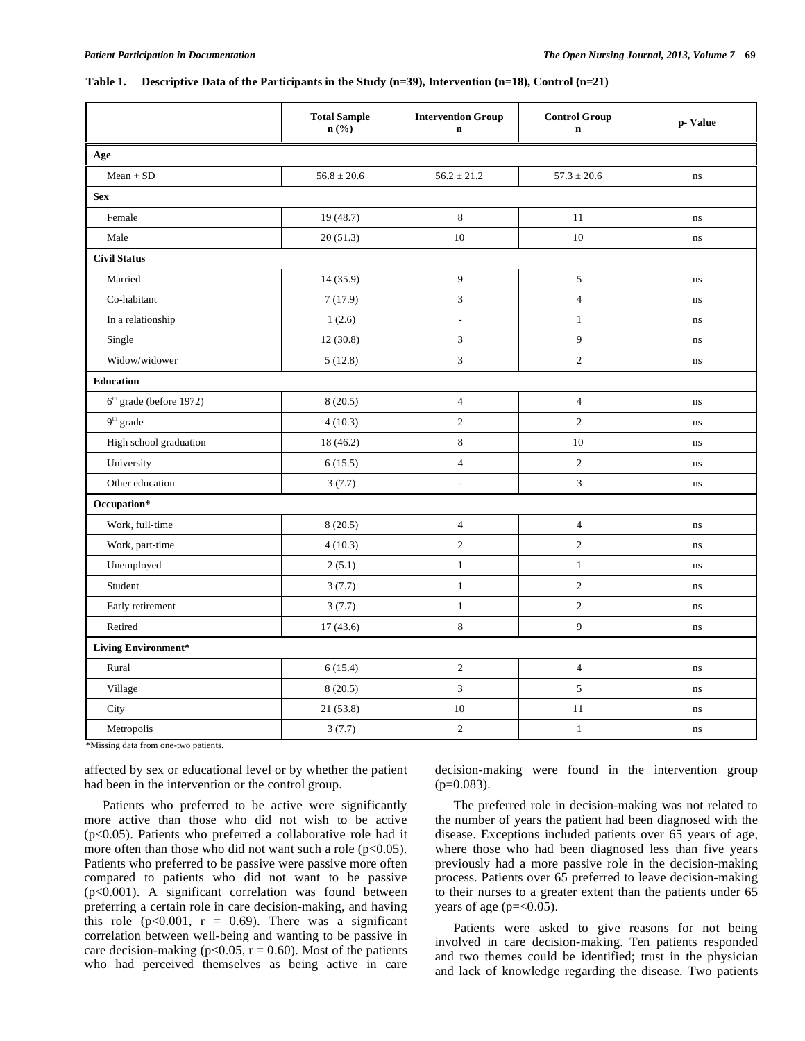**Table 1. Descriptive Data of the Participants in the Study (n=39), Intervention (n=18), Control (n=21)**

| | Total Sample n (%) | Intervention Group n | Control Group n | p- Value |
|---|---|---|---|---|
| **Age** | | | | |
| Mean + SD | 56.8 ± 20.6 | 56.2 ± 21.2 | 57.3 ± 20.6 | ns |
| **Sex** | | | | |
| Female | 19 (48.7) | 8 | 11 | ns |
| Male | 20 (51.3) | 10 | 10 | ns |
| **Civil Status** | | | | |
| Married | 14 (35.9) | 9 | 5 | ns |
| Co-habitant | 7 (17.9) | 3 | 4 | ns |
| In a relationship | 1 (2.6) | - | 1 | ns |
| Single | 12 (30.8) | 3 | 9 | ns |
| Widow/widower | 5 (12.8) | 3 | 2 | ns |
| **Education** | | | | |
| 6th grade (before 1972) | 8 (20.5) | 4 | 4 | ns |
| 9th grade | 4 (10.3) | 2 | 2 | ns |
| High school graduation | 18 (46.2) | 8 | 10 | ns |
| University | 6 (15.5) | 4 | 2 | ns |
| Other education | 3 (7.7) | - | 3 | ns |
| **Occupation*** | | | | |
| Work, full-time | 8 (20.5) | 4 | 4 | ns |
| Work, part-time | 4 (10.3) | 2 | 2 | ns |
| Unemployed | 2 (5.1) | 1 | 1 | ns |
| Student | 3 (7.7) | 1 | 2 | ns |
| Early retirement | 3 (7.7) | 1 | 2 | ns |
| Retired | 17 (43.6) | 8 | 9 | ns |
| **Living Environment*** | | | | |
| Rural | 6 (15.4) | 2 | 4 | ns |
| Village | 8 (20.5) | 3 | 5 | ns |
| City | 21 (53.8) | 10 | 11 | ns |
| Metropolis | 3 (7.7) | 2 | 1 | ns |

*Missing data from one-two patients.

affected by sex or educational level or by whether the patient had been in the intervention or the control group.

Patients who preferred to be active were significantly more active than those who did not wish to be active ($p<0.05$). Patients who preferred a collaborative role had it more often than those who did not want such a role ($p<0.05$). Patients who preferred to be passive were passive more often compared to patients who did not want to be passive ($p<0.001$). A significant correlation was found between preferring a certain role in care decision-making, and having this role ($p<0.001$, $r = 0.69$). There was a significant correlation between well-being and wanting to be passive in care decision-making ($p<0.05$, $r = 0.60$). Most of the patients who had perceived themselves as being active in care decision-making were found in the intervention group ($p=0.083$).

The preferred role in decision-making was not related to the number of years the patient had been diagnosed with the disease. Exceptions included patients over 65 years of age, where those who had been diagnosed less than five years previously had a more passive role in the decision-making process. Patients over 65 preferred to leave decision-making to their nurses to a greater extent than the patients under 65 years of age ($p=<0.05$).

Patients were asked to give reasons for not being involved in care decision-making. Ten patients responded and two themes could be identified; trust in the physician and lack of knowledge regarding the disease. Two patients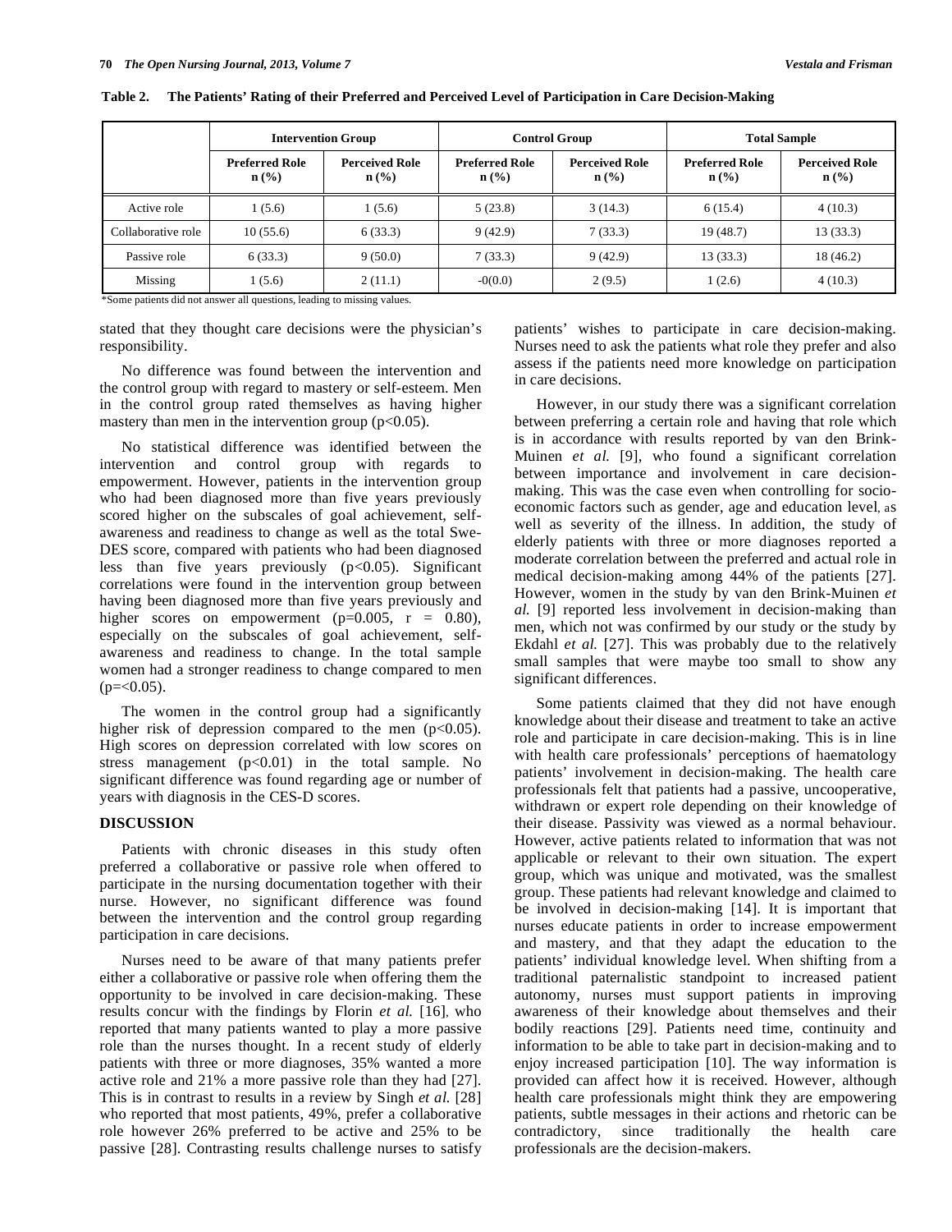**Table 2. The Patients' Rating of their Preferred and Perceived Level of Participation in Care Decision-Making**

| | Intervention Group | | Control Group | | Total Sample | |
|---|---|---|---|---|---|---|
| | Preferred Role n (%) | Perceived Role n (%) | Preferred Role n (%) | Perceived Role n (%) | Preferred Role n (%) | Perceived Role n (%) |
| Active role | 1 (5.6) | 1 (5.6) | 5 (23.8) | 3 (14.3) | 6 (15.4) | 4 (10.3) |
| Collaborative role | 10 (55.6) | 6 (33.3) | 9 (42.9) | 7 (33.3) | 19 (48.7) | 13 (33.3) |
| Passive role | 6 (33.3) | 9 (50.0) | 7 (33.3) | 9 (42.9) | 13 (33.3) | 18 (46.2) |
| Missing | 1 (5.6) | 2 (11.1) | -0(0.0) | 2 (9.5) | 1 (2.6) | 4 (10.3) |

*Some patients did not answer all questions, leading to missing values.

stated that they thought care decisions were the physician's responsibility.

No difference was found between the intervention and the control group with regard to mastery or self-esteem. Men in the control group rated themselves as having higher mastery than men in the intervention group ($p<0.05$).

No statistical difference was identified between the intervention and control group with regards to empowerment. However, patients in the intervention group who had been diagnosed more than five years previously scored higher on the subscales of goal achievement, self-awareness and readiness to change as well as the total Swe-DES score, compared with patients who had been diagnosed less than five years previously ($p<0.05$). Significant correlations were found in the intervention group between having been diagnosed more than five years previously and higher scores on empowerment ($p=0.005$, $r = 0.80$), especially on the subscales of goal achievement, self-awareness and readiness to change. In the total sample women had a stronger readiness to change compared to men ($p=<0.05$).

The women in the control group had a significantly higher risk of depression compared to the men ($p<0.05$). High scores on depression correlated with low scores on stress management ($p<0.01$) in the total sample. No significant difference was found regarding age or number of years with diagnosis in the CES-D scores.

## DISCUSSION

Patients with chronic diseases in this study often preferred a collaborative or passive role when offered to participate in the nursing documentation together with their nurse. However, no significant difference was found between the intervention and the control group regarding participation in care decisions.

Nurses need to be aware of that many patients prefer either a collaborative or passive role when offering them the opportunity to be involved in care decision-making. These results concur with the findings by Florin *et al.* [16], who reported that many patients wanted to play a more passive role than the nurses thought. In a recent study of elderly patients with three or more diagnoses, 35% wanted a more active role and 21% a more passive role than they had [27]. This is in contrast to results in a review by Singh *et al.* [28] who reported that most patients, 49%, prefer a collaborative role however 26% preferred to be active and 25% to be passive [28]. Contrasting results challenge nurses to satisfy patients' wishes to participate in care decision-making. Nurses need to ask the patients what role they prefer and also assess if the patients need more knowledge on participation in care decisions.

However, in our study there was a significant correlation between preferring a certain role and having that role which is in accordance with results reported by van den Brink-Muinen *et al.* [9], who found a significant correlation between importance and involvement in care decision-making. This was the case even when controlling for socio-economic factors such as gender, age and education level, as well as severity of the illness. In addition, the study of elderly patients with three or more diagnoses reported a moderate correlation between the preferred and actual role in medical decision-making among 44% of the patients [27]. However, women in the study by van den Brink-Muinen *et al.* [9] reported less involvement in decision-making than men, which not was confirmed by our study or the study by Ekdahl *et al.* [27]. This was probably due to the relatively small samples that were maybe too small to show any significant differences.

Some patients claimed that they did not have enough knowledge about their disease and treatment to take an active role and participate in care decision-making. This is in line with health care professionals' perceptions of haematology patients' involvement in decision-making. The health care professionals felt that patients had a passive, uncooperative, withdrawn or expert role depending on their knowledge of their disease. Passivity was viewed as a normal behaviour. However, active patients related to information that was not applicable or relevant to their own situation. The expert group, which was unique and motivated, was the smallest group. These patients had relevant knowledge and claimed to be involved in decision-making [14]. It is important that nurses educate patients in order to increase empowerment and mastery, and that they adapt the education to the patients' individual knowledge level. When shifting from a traditional paternalistic standpoint to increased patient autonomy, nurses must support patients in improving awareness of their knowledge about themselves and their bodily reactions [29]. Patients need time, continuity and information to be able to take part in decision-making and to enjoy increased participation [10]. The way information is provided can affect how it is received. However, although health care professionals might think they are empowering patients, subtle messages in their actions and rhetoric can be contradictory, since traditionally the health care professionals are the decision-makers.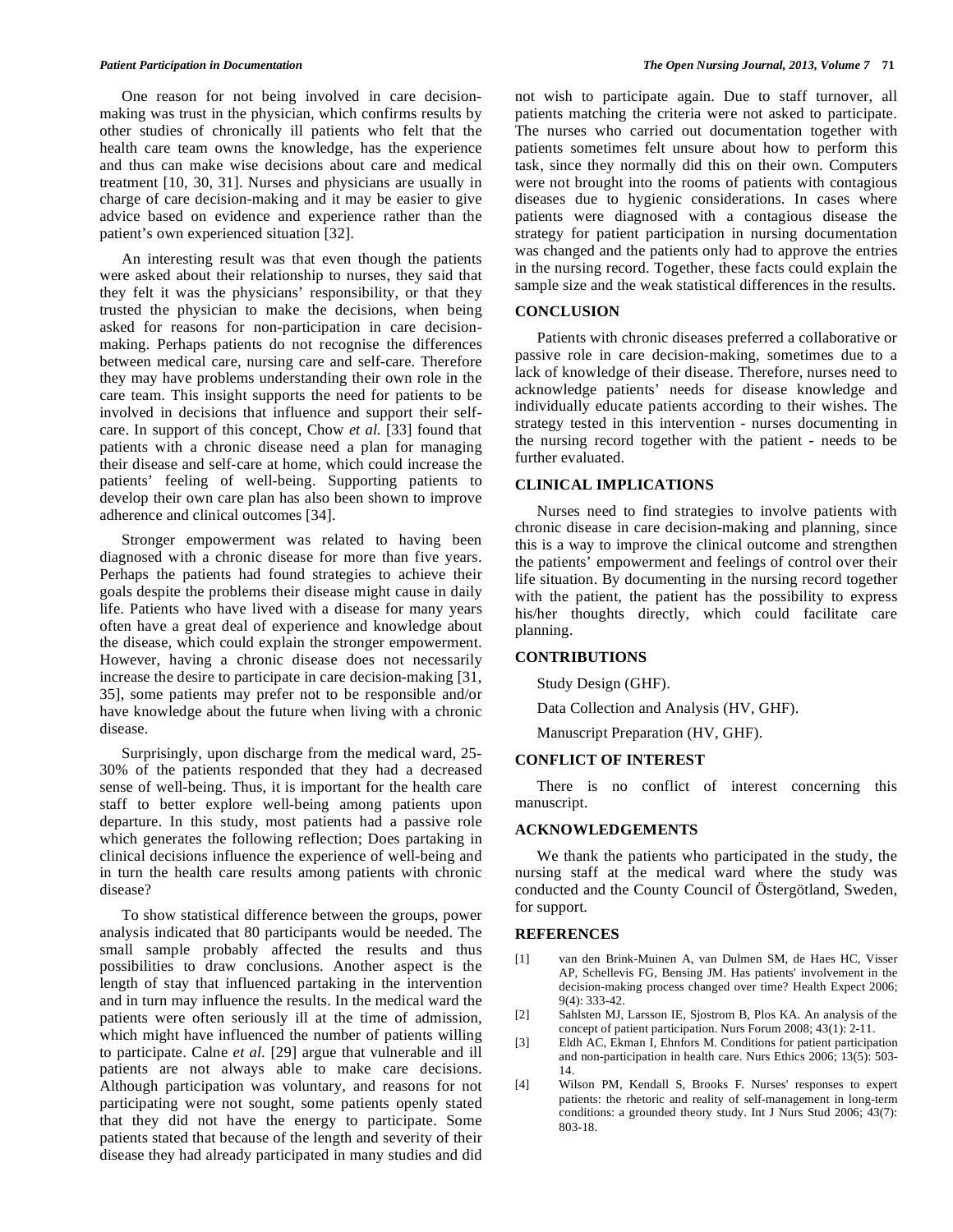One reason for not being involved in care decision-making was trust in the physician, which confirms results by other studies of chronically ill patients who felt that the health care team owns the knowledge, has the experience and thus can make wise decisions about care and medical treatment [10, 30, 31]. Nurses and physicians are usually in charge of care decision-making and it may be easier to give advice based on evidence and experience rather than the patient's own experienced situation [32].

An interesting result was that even though the patients were asked about their relationship to nurses, they said that they felt it was the physicians' responsibility, or that they trusted the physician to make the decisions, when being asked for reasons for non-participation in care decision-making. Perhaps patients do not recognise the differences between medical care, nursing care and self-care. Therefore they may have problems understanding their own role in the care team. This insight supports the need for patients to be involved in decisions that influence and support their self-care. In support of this concept, Chow *et al.* [33] found that patients with a chronic disease need a plan for managing their disease and self-care at home, which could increase the patients' feeling of well-being. Supporting patients to develop their own care plan has also been shown to improve adherence and clinical outcomes [34].

Stronger empowerment was related to having been diagnosed with a chronic disease for more than five years. Perhaps the patients had found strategies to achieve their goals despite the problems their disease might cause in daily life. Patients who have lived with a disease for many years often have a great deal of experience and knowledge about the disease, which could explain the stronger empowerment. However, having a chronic disease does not necessarily increase the desire to participate in care decision-making [31, 35], some patients may prefer not to be responsible and/or have knowledge about the future when living with a chronic disease.

Surprisingly, upon discharge from the medical ward, 25-30% of the patients responded that they had a decreased sense of well-being. Thus, it is important for the health care staff to better explore well-being among patients upon departure. In this study, most patients had a passive role which generates the following reflection; Does partaking in clinical decisions influence the experience of well-being and in turn the health care results among patients with chronic disease?

To show statistical difference between the groups, power analysis indicated that 80 participants would be needed. The small sample probably affected the results and thus possibilities to draw conclusions. Another aspect is the length of stay that influenced partaking in the intervention and in turn may influence the results. In the medical ward the patients were often seriously ill at the time of admission, which might have influenced the number of patients willing to participate. Calne *et al.* [29] argue that vulnerable and ill patients are not always able to make care decisions. Although participation was voluntary, and reasons for not participating were not sought, some patients openly stated that they did not have the energy to participate. Some patients stated that because of the length and severity of their disease they had already participated in many studies and did not wish to participate again. Due to staff turnover, all patients matching the criteria were not asked to participate. The nurses who carried out documentation together with patients sometimes felt unsure about how to perform this task, since they normally did this on their own. Computers were not brought into the rooms of patients with contagious diseases due to hygienic considerations. In cases where patients were diagnosed with a contagious disease the strategy for patient participation in nursing documentation was changed and the patients only had to approve the entries in the nursing record. Together, these facts could explain the sample size and the weak statistical differences in the results.

## CONCLUSION

Patients with chronic diseases preferred a collaborative or passive role in care decision-making, sometimes due to a lack of knowledge of their disease. Therefore, nurses need to acknowledge patients' needs for disease knowledge and individually educate patients according to their wishes. The strategy tested in this intervention - nurses documenting in the nursing record together with the patient - needs to be further evaluated.

## CLINICAL IMPLICATIONS

Nurses need to find strategies to involve patients with chronic disease in care decision-making and planning, since this is a way to improve the clinical outcome and strengthen the patients' empowerment and feelings of control over their life situation. By documenting in the nursing record together with the patient, the patient has the possibility to express his/her thoughts directly, which could facilitate care planning.

## CONTRIBUTIONS

Study Design (GHF).

Data Collection and Analysis (HV, GHF).

Manuscript Preparation (HV, GHF).

## CONFLICT OF INTEREST

There is no conflict of interest concerning this manuscript.

## ACKNOWLEDGEMENTS

We thank the patients who participated in the study, the nursing staff at the medical ward where the study was conducted and the County Council of Östergötland, Sweden, for support.

## REFERENCES

[1] van den Brink-Muinen A, van Dulmen SM, de Haes HC, Visser AP, Schellevis FG, Bensing JM. Has patients' involvement in the decision-making process changed over time? Health Expect 2006; 9(4): 333-42.

[2] Sahlsten MJ, Larsson IE, Sjostrom B, Plos KA. An analysis of the concept of patient participation. Nurs Forum 2008; 43(1): 2-11.

[3] Eldh AC, Ekman I, Ehnfors M. Conditions for patient participation and non-participation in health care. Nurs Ethics 2006; 13(5): 503-14.

[4] Wilson PM, Kendall S, Brooks F. Nurses' responses to expert patients: the rhetoric and reality of self-management in long-term conditions: a grounded theory study. Int J Nurs Stud 2006; 43(7): 803-18.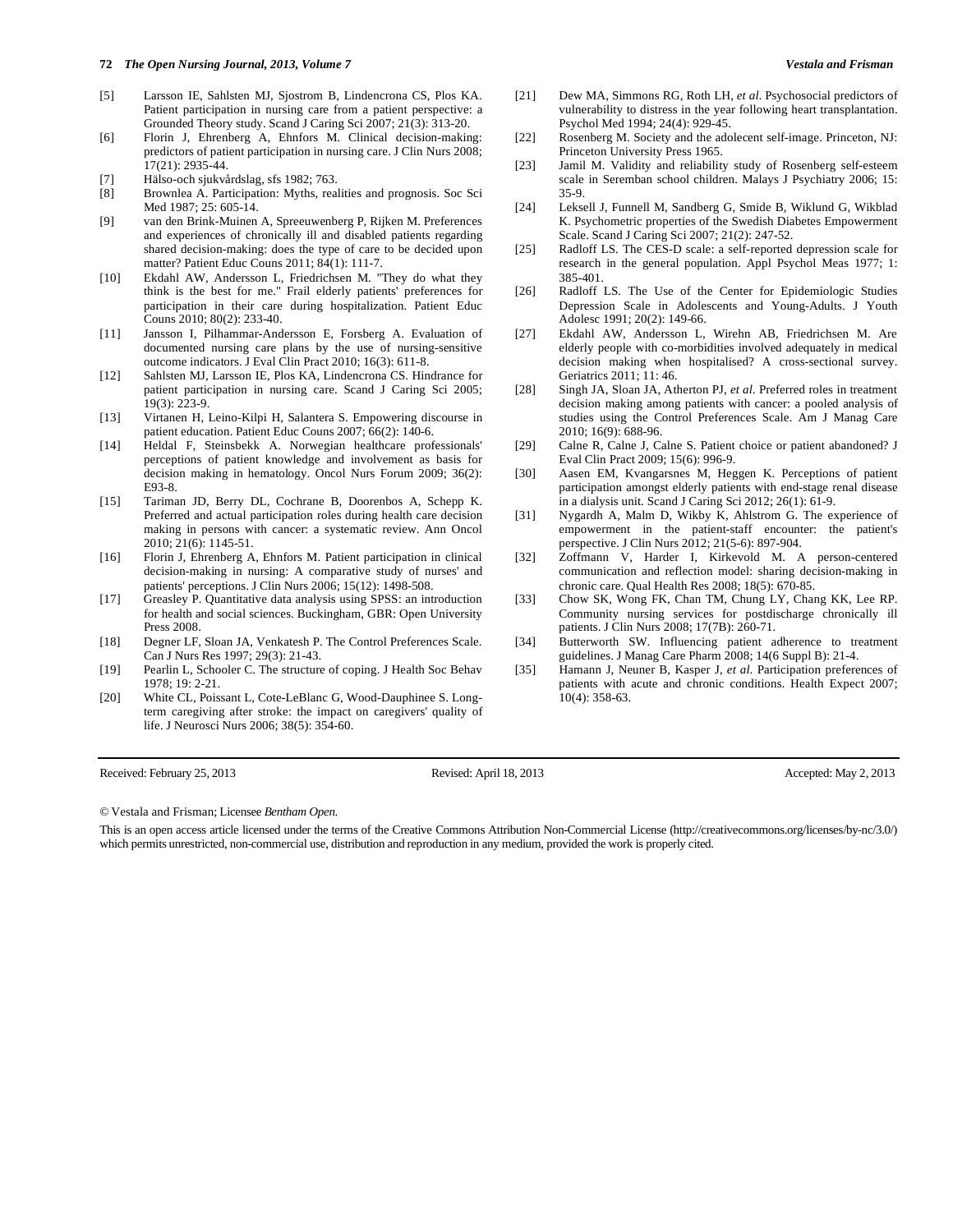[5] Larsson IE, Sahlsten MJ, Sjostrom B, Lindencrona CS, Plos KA. Patient participation in nursing care from a patient perspective: a Grounded Theory study. Scand J Caring Sci 2007; 21(3): 313-20.

[6] Florin J, Ehrenberg A, Ehnfors M. Clinical decision-making: predictors of patient participation in nursing care. J Clin Nurs 2008; 17(21): 2935-44.

[7] Hälso-och sjukvårdslag, sfs 1982; 763.

[8] Brownlea A. Participation: Myths, realities and prognosis. Soc Sci Med 1987; 25: 605-14.

[9] van den Brink-Muinen A, Spreeuwenberg P, Rijken M. Preferences and experiences of chronically ill and disabled patients regarding shared decision-making: does the type of care to be decided upon matter? Patient Educ Couns 2011; 84(1): 111-7.

[10] Ekdahl AW, Andersson L, Friedrichsen M. "They do what they think is the best for me." Frail elderly patients' preferences for participation in their care during hospitalization. Patient Educ Couns 2010; 80(2): 233-40.

[11] Jansson I, Pilhammar-Andersson E, Forsberg A. Evaluation of documented nursing care plans by the use of nursing-sensitive outcome indicators. J Eval Clin Pract 2010; 16(3): 611-8.

[12] Sahlsten MJ, Larsson IE, Plos KA, Lindencrona CS. Hindrance for patient participation in nursing care. Scand J Caring Sci 2005; 19(3): 223-9.

[13] Virtanen H, Leino-Kilpi H, Salantera S. Empowering discourse in patient education. Patient Educ Couns 2007; 66(2): 140-6.

[14] Heldal F, Steinsbekk A. Norwegian healthcare professionals' perceptions of patient knowledge and involvement as basis for decision making in hematology. Oncol Nurs Forum 2009; 36(2): E93-8.

[15] Tariman JD, Berry DL, Cochrane B, Doorenbos A, Schepp K. Preferred and actual participation roles during health care decision making in persons with cancer: a systematic review. Ann Oncol 2010; 21(6): 1145-51.

[16] Florin J, Ehrenberg A, Ehnfors M. Patient participation in clinical decision-making in nursing: A comparative study of nurses' and patients' perceptions. J Clin Nurs 2006; 15(12): 1498-508.

[17] Greasley P. Quantitative data analysis using SPSS: an introduction for health and social sciences. Buckingham, GBR: Open University Press 2008.

[18] Degner LF, Sloan JA, Venkatesh P. The Control Preferences Scale. Can J Nurs Res 1997; 29(3): 21-43.

[19] Pearlin L, Schooler C. The structure of coping. J Health Soc Behav 1978; 19: 2-21.

[20] White CL, Poissant L, Cote-LeBlanc G, Wood-Dauphinee S. Long-term caregiving after stroke: the impact on caregivers' quality of life. J Neurosci Nurs 2006; 38(5): 354-60.

[21] Dew MA, Simmons RG, Roth LH, *et al.* Psychosocial predictors of vulnerability to distress in the year following heart transplantation. Psychol Med 1994; 24(4): 929-45.

[22] Rosenberg M. Society and the adolecent self-image. Princeton, NJ: Princeton University Press 1965.

[23] Jamil M. Validity and reliability study of Rosenberg self-esteem scale in Seremban school children. Malays J Psychiatry 2006; 15: 35-9.

[24] Leksell J, Funnell M, Sandberg G, Smide B, Wiklund G, Wikblad K. Psychometric properties of the Swedish Diabetes Empowerment Scale. Scand J Caring Sci 2007; 21(2): 247-52.

[25] Radloff LS. The CES-D scale: a self-reported depression scale for research in the general population. Appl Psychol Meas 1977; 1: 385-401.

[26] Radloff LS. The Use of the Center for Epidemiologic Studies Depression Scale in Adolescents and Young-Adults. J Youth Adolesc 1991; 20(2): 149-66.

[27] Ekdahl AW, Andersson L, Wirehn AB, Friedrichsen M. Are elderly people with co-morbidities involved adequately in medical decision making when hospitalised? A cross-sectional survey. Geriatrics 2011; 11: 46.

[28] Singh JA, Sloan JA, Atherton PJ, *et al.* Preferred roles in treatment decision making among patients with cancer: a pooled analysis of studies using the Control Preferences Scale. Am J Manag Care 2010; 16(9): 688-96.

[29] Calne R, Calne J, Calne S. Patient choice or patient abandoned? J Eval Clin Pract 2009; 15(6): 996-9.

[30] Aasen EM, Kvangarsnes M, Heggen K. Perceptions of patient participation amongst elderly patients with end-stage renal disease in a dialysis unit. Scand J Caring Sci 2012; 26(1): 61-9.

[31] Nygardh A, Malm D, Wikby K, Ahlstrom G. The experience of empowerment in the patient-staff encounter: the patient's perspective. J Clin Nurs 2012; 21(5-6): 897-904.

[32] Zoffmann V, Harder I, Kirkevold M. A person-centered communication and reflection model: sharing decision-making in chronic care. Qual Health Res 2008; 18(5): 670-85.

[33] Chow SK, Wong FK, Chan TM, Chung LY, Chang KK, Lee RP. Community nursing services for postdischarge chronically ill patients. J Clin Nurs 2008; 17(7B): 260-71.

[34] Butterworth SW. Influencing patient adherence to treatment guidelines. J Manag Care Pharm 2008; 14(6 Suppl B): 21-4.

[35] Hamann J, Neuner B, Kasper J, *et al.* Participation preferences of patients with acute and chronic conditions. Health Expect 2007; 10(4): 358-63.

---

Received: February 25, 2013 Revised: April 18, 2013 Accepted: May 2, 2013

© Vestala and Frisman; Licensee *Bentham Open.*

This is an open access article licensed under the terms of the Creative Commons Attribution Non-Commercial License (http://creativecommons.org/licenses/by-nc/3.0/) which permits unrestricted, non-commercial use, distribution and reproduction in any medium, provided the work is properly cited.